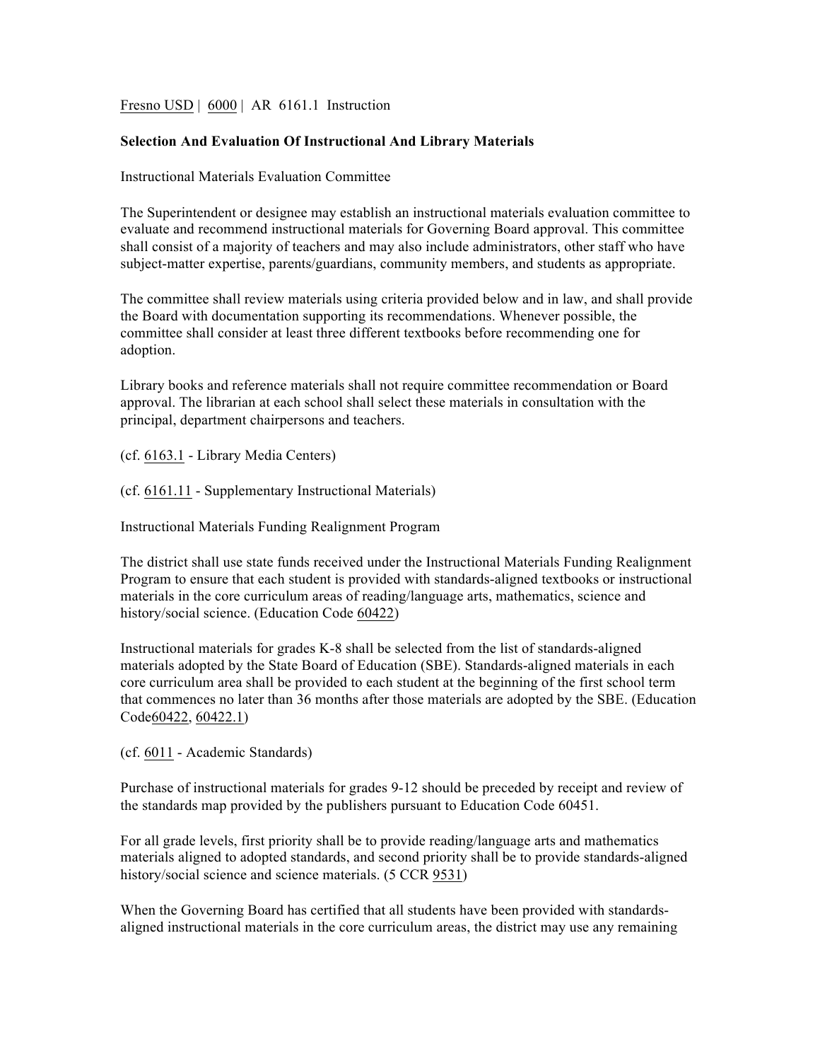Fresno USD | 6000 | AR 6161.1 Instruction

**Selection And Evaluation Of Instructional And Library Materials**

Instructional Materials Evaluation Committee

The Superintendent or designee may establish an instructional materials evaluation committee to evaluate and recommend instructional materials for Governing Board approval. This committee shall consist of a majority of teachers and may also include administrators, other staff who have subject-matter expertise, parents/guardians, community members, and students as appropriate.

The committee shall review materials using criteria provided below and in law, and shall provide the Board with documentation supporting its recommendations. Whenever possible, the committee shall consider at least three different textbooks before recommending one for adoption.

Library books and reference materials shall not require committee recommendation or Board approval. The librarian at each school shall select these materials in consultation with the principal, department chairpersons and teachers.

(cf. 6163.1 - Library Media Centers)

(cf. 6161.11 - Supplementary Instructional Materials)

Instructional Materials Funding Realignment Program

The district shall use state funds received under the Instructional Materials Funding Realignment Program to ensure that each student is provided with standards-aligned textbooks or instructional materials in the core curriculum areas of reading/language arts, mathematics, science and history/social science. (Education Code 60422)

Instructional materials for grades K-8 shall be selected from the list of standards-aligned materials adopted by the State Board of Education (SBE). Standards-aligned materials in each core curriculum area shall be provided to each student at the beginning of the first school term that commences no later than 36 months after those materials are adopted by the SBE. (Education Code60422, 60422.1)

(cf. 6011 - Academic Standards)

Purchase of instructional materials for grades 9-12 should be preceded by receipt and review of the standards map provided by the publishers pursuant to Education Code 60451.

For all grade levels, first priority shall be to provide reading/language arts and mathematics materials aligned to adopted standards, and second priority shall be to provide standards-aligned history/social science and science materials. (5 CCR 9531)

When the Governing Board has certified that all students have been provided with standards-aligned instructional materials in the core curriculum areas, the district may use any remaining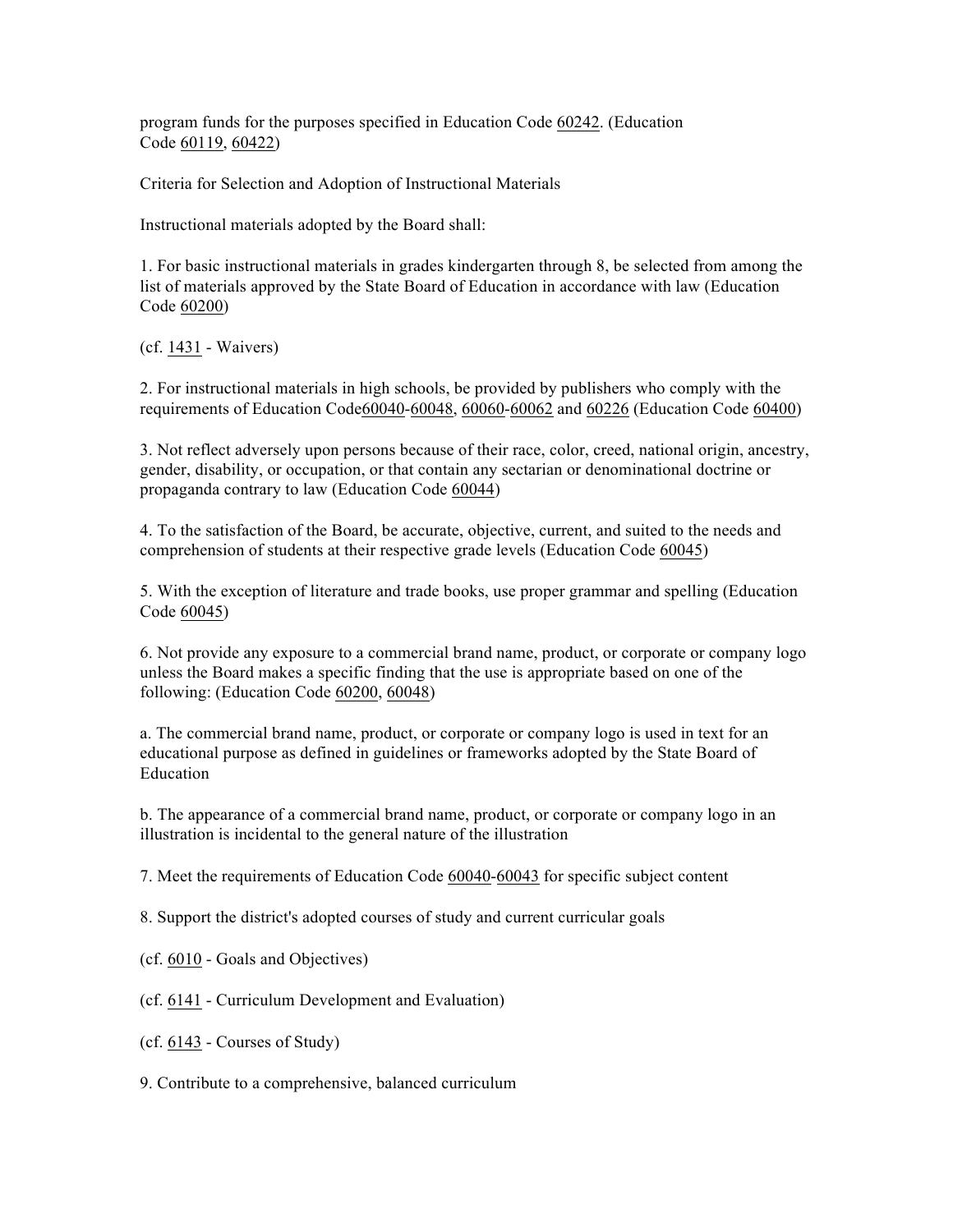program funds for the purposes specified in Education Code 60242. (Education Code 60119, 60422)

Criteria for Selection and Adoption of Instructional Materials

Instructional materials adopted by the Board shall:

1. For basic instructional materials in grades kindergarten through 8, be selected from among the list of materials approved by the State Board of Education in accordance with law (Education Code 60200)

(cf. 1431 - Waivers)

2. For instructional materials in high schools, be provided by publishers who comply with the requirements of Education Code60040-60048, 60060-60062 and 60226 (Education Code 60400)

3. Not reflect adversely upon persons because of their race, color, creed, national origin, ancestry, gender, disability, or occupation, or that contain any sectarian or denominational doctrine or propaganda contrary to law (Education Code 60044)

4. To the satisfaction of the Board, be accurate, objective, current, and suited to the needs and comprehension of students at their respective grade levels (Education Code 60045)

5. With the exception of literature and trade books, use proper grammar and spelling (Education Code 60045)

6. Not provide any exposure to a commercial brand name, product, or corporate or company logo unless the Board makes a specific finding that the use is appropriate based on one of the following: (Education Code 60200, 60048)

a. The commercial brand name, product, or corporate or company logo is used in text for an educational purpose as defined in guidelines or frameworks adopted by the State Board of Education

b. The appearance of a commercial brand name, product, or corporate or company logo in an illustration is incidental to the general nature of the illustration

7. Meet the requirements of Education Code 60040-60043 for specific subject content

8. Support the district's adopted courses of study and current curricular goals

(cf. 6010 - Goals and Objectives)

(cf. 6141 - Curriculum Development and Evaluation)

(cf. 6143 - Courses of Study)

9. Contribute to a comprehensive, balanced curriculum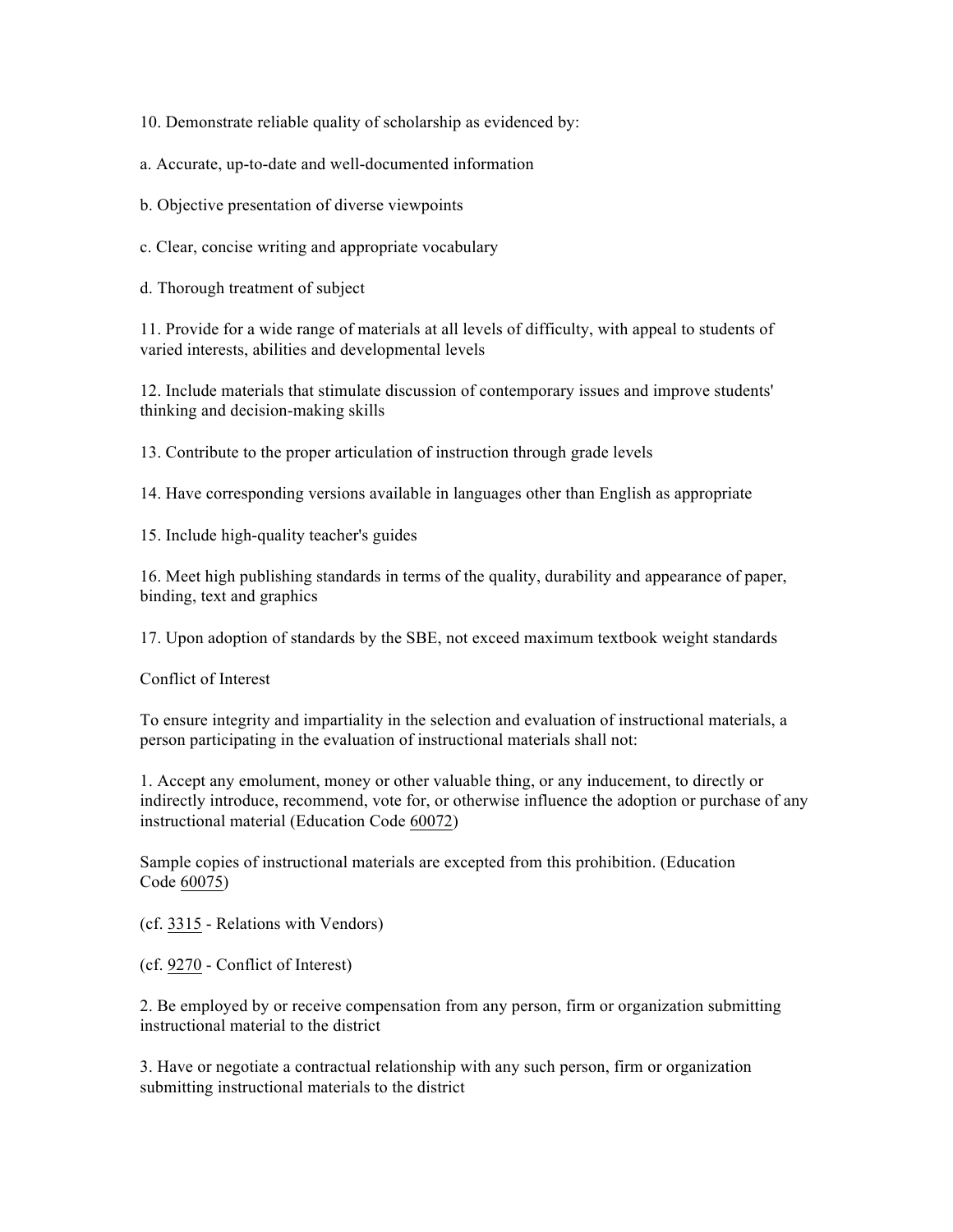10. Demonstrate reliable quality of scholarship as evidenced by:

a. Accurate, up-to-date and well-documented information

b. Objective presentation of diverse viewpoints

c. Clear, concise writing and appropriate vocabulary

d. Thorough treatment of subject

11. Provide for a wide range of materials at all levels of difficulty, with appeal to students of varied interests, abilities and developmental levels

12. Include materials that stimulate discussion of contemporary issues and improve students' thinking and decision-making skills

13. Contribute to the proper articulation of instruction through grade levels

14. Have corresponding versions available in languages other than English as appropriate

15. Include high-quality teacher's guides

16. Meet high publishing standards in terms of the quality, durability and appearance of paper, binding, text and graphics

17. Upon adoption of standards by the SBE, not exceed maximum textbook weight standards

Conflict of Interest

To ensure integrity and impartiality in the selection and evaluation of instructional materials, a person participating in the evaluation of instructional materials shall not:

1. Accept any emolument, money or other valuable thing, or any inducement, to directly or indirectly introduce, recommend, vote for, or otherwise influence the adoption or purchase of any instructional material (Education Code 60072)

Sample copies of instructional materials are excepted from this prohibition. (Education Code 60075)

(cf. 3315 - Relations with Vendors)

(cf. 9270 - Conflict of Interest)

2. Be employed by or receive compensation from any person, firm or organization submitting instructional material to the district

3. Have or negotiate a contractual relationship with any such person, firm or organization submitting instructional materials to the district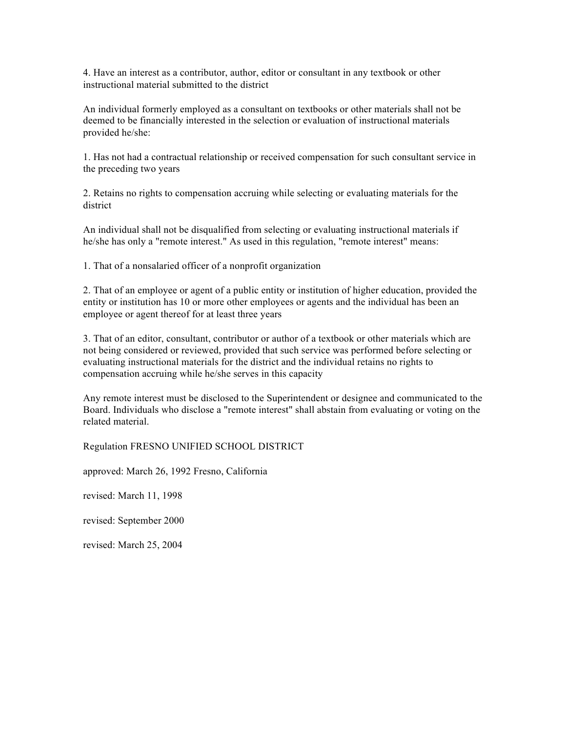4. Have an interest as a contributor, author, editor or consultant in any textbook or other instructional material submitted to the district

An individual formerly employed as a consultant on textbooks or other materials shall not be deemed to be financially interested in the selection or evaluation of instructional materials provided he/she:

1. Has not had a contractual relationship or received compensation for such consultant service in the preceding two years

2. Retains no rights to compensation accruing while selecting or evaluating materials for the district

An individual shall not be disqualified from selecting or evaluating instructional materials if he/she has only a "remote interest." As used in this regulation, "remote interest" means:

1. That of a nonsalaried officer of a nonprofit organization

2. That of an employee or agent of a public entity or institution of higher education, provided the entity or institution has 10 or more other employees or agents and the individual has been an employee or agent thereof for at least three years

3. That of an editor, consultant, contributor or author of a textbook or other materials which are not being considered or reviewed, provided that such service was performed before selecting or evaluating instructional materials for the district and the individual retains no rights to compensation accruing while he/she serves in this capacity

Any remote interest must be disclosed to the Superintendent or designee and communicated to the Board. Individuals who disclose a "remote interest" shall abstain from evaluating or voting on the related material.

Regulation FRESNO UNIFIED SCHOOL DISTRICT

approved: March 26, 1992 Fresno, California

revised: March 11, 1998

revised: September 2000

revised: March 25, 2004